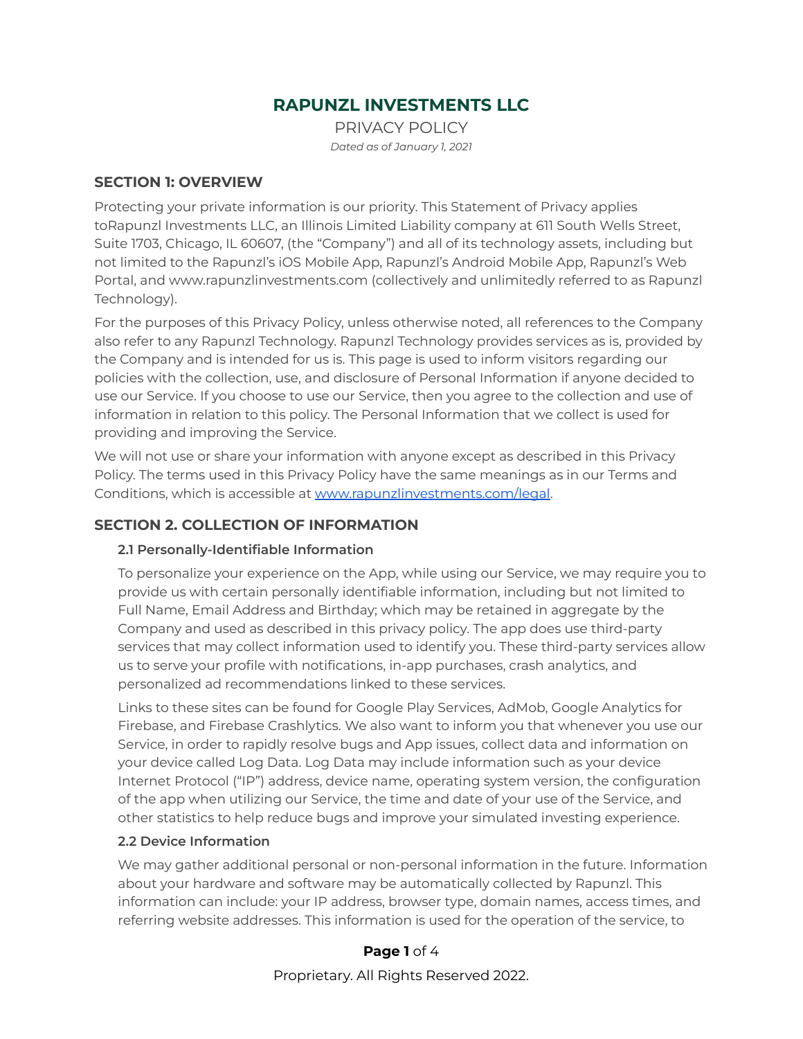# RAPUNZL INVESTMENTS LLC

PRIVACY POLICY

*Dated as of January 1, 2021*

## SECTION 1: OVERVIEW

Protecting your private information is our priority. This Statement of Privacy applies toRapunzl Investments LLC, an Illinois Limited Liability company at 611 South Wells Street, Suite 1703, Chicago, IL 60607, (the "Company") and all of its technology assets, including but not limited to the Rapunzl's iOS Mobile App, Rapunzl's Android Mobile App, Rapunzl's Web Portal, and www.rapunzlinvestments.com (collectively and unlimitedly referred to as Rapunzl Technology).

For the purposes of this Privacy Policy, unless otherwise noted, all references to the Company also refer to any Rapunzl Technology. Rapunzl Technology provides services as is, provided by the Company and is intended for us is. This page is used to inform visitors regarding our policies with the collection, use, and disclosure of Personal Information if anyone decided to use our Service. If you choose to use our Service, then you agree to the collection and use of information in relation to this policy. The Personal Information that we collect is used for providing and improving the Service.

We will not use or share your information with anyone except as described in this Privacy Policy. The terms used in this Privacy Policy have the same meanings as in our Terms and Conditions, which is accessible at [www.rapunzlinvestments.com/legal](http://www.rapunzlinvestments.com/legal).

## SECTION 2. COLLECTION OF INFORMATION

### 2.1 Personally-Identifiable Information

To personalize your experience on the App, while using our Service, we may require you to provide us with certain personally identifiable information, including but not limited to Full Name, Email Address and Birthday; which may be retained in aggregate by the Company and used as described in this privacy policy. The app does use third-party services that may collect information used to identify you. These third-party services allow us to serve your profile with notifications, in-app purchases, crash analytics, and personalized ad recommendations linked to these services.

Links to these sites can be found for Google Play Services, AdMob, Google Analytics for Firebase, and Firebase Crashlytics. We also want to inform you that whenever you use our Service, in order to rapidly resolve bugs and App issues, collect data and information on your device called Log Data. Log Data may include information such as your device Internet Protocol ("IP") address, device name, operating system version, the configuration of the app when utilizing our Service, the time and date of your use of the Service, and other statistics to help reduce bugs and improve your simulated investing experience.

### 2.2 Device Information

We may gather additional personal or non-personal information in the future. Information about your hardware and software may be automatically collected by Rapunzl. This information can include: your IP address, browser type, domain names, access times, and referring website addresses. This information is used for the operation of the service, to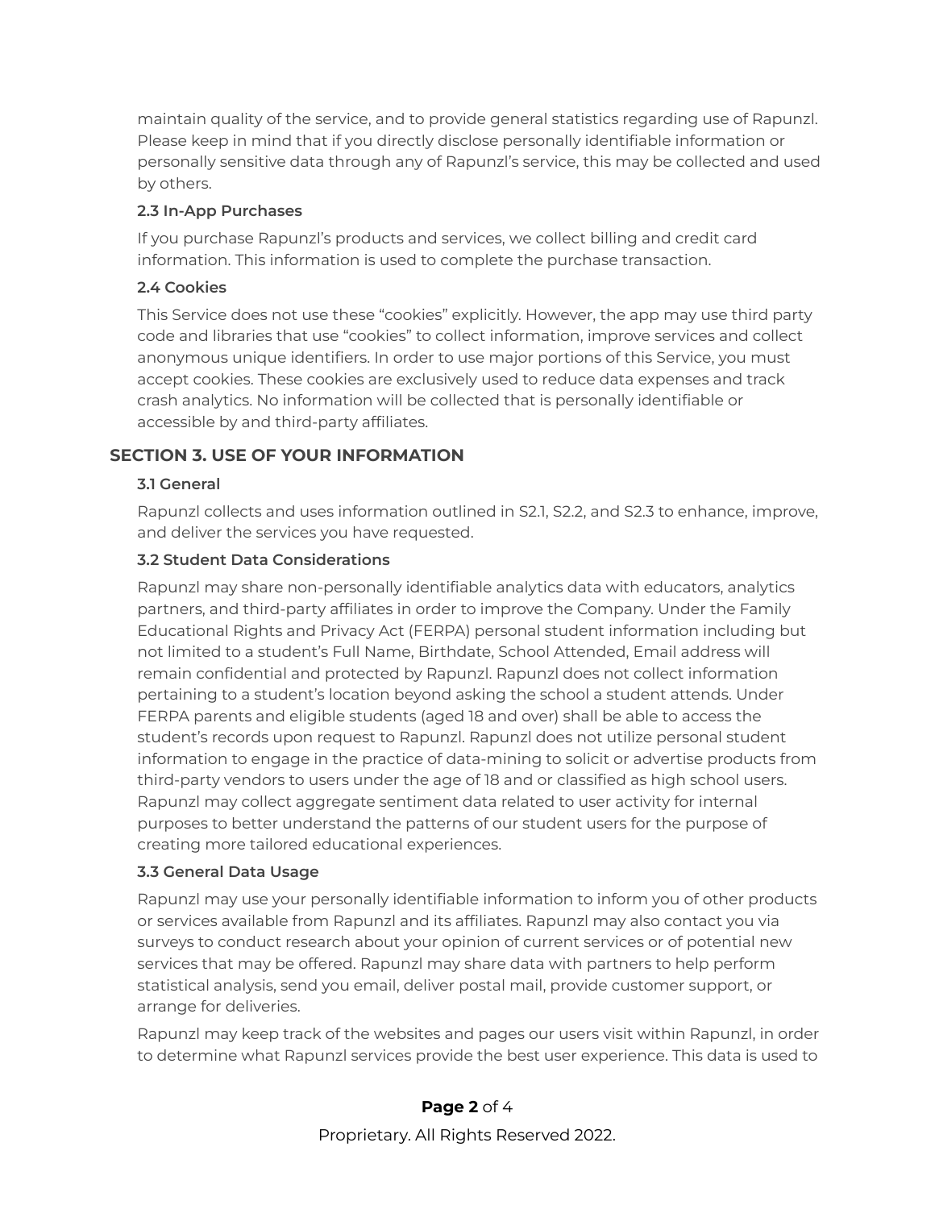maintain quality of the service, and to provide general statistics regarding use of Rapunzl. Please keep in mind that if you directly disclose personally identifiable information or personally sensitive data through any of Rapunzl's service, this may be collected and used by others.

### 2.3 In-App Purchases

If you purchase Rapunzl's products and services, we collect billing and credit card information. This information is used to complete the purchase transaction.

### 2.4 Cookies

This Service does not use these "cookies" explicitly. However, the app may use third party code and libraries that use "cookies" to collect information, improve services and collect anonymous unique identifiers. In order to use major portions of this Service, you must accept cookies. These cookies are exclusively used to reduce data expenses and track crash analytics. No information will be collected that is personally identifiable or accessible by and third-party affiliates.

## SECTION 3. USE OF YOUR INFORMATION

### 3.1 General

Rapunzl collects and uses information outlined in S2.1, S2.2, and S2.3 to enhance, improve, and deliver the services you have requested.

### 3.2 Student Data Considerations

Rapunzl may share non-personally identifiable analytics data with educators, analytics partners, and third-party affiliates in order to improve the Company. Under the Family Educational Rights and Privacy Act (FERPA) personal student information including but not limited to a student's Full Name, Birthdate, School Attended, Email address will remain confidential and protected by Rapunzl. Rapunzl does not collect information pertaining to a student's location beyond asking the school a student attends. Under FERPA parents and eligible students (aged 18 and over) shall be able to access the student's records upon request to Rapunzl. Rapunzl does not utilize personal student information to engage in the practice of data-mining to solicit or advertise products from third-party vendors to users under the age of 18 and or classified as high school users. Rapunzl may collect aggregate sentiment data related to user activity for internal purposes to better understand the patterns of our student users for the purpose of creating more tailored educational experiences.

### 3.3 General Data Usage

Rapunzl may use your personally identifiable information to inform you of other products or services available from Rapunzl and its affiliates. Rapunzl may also contact you via surveys to conduct research about your opinion of current services or of potential new services that may be offered. Rapunzl may share data with partners to help perform statistical analysis, send you email, deliver postal mail, provide customer support, or arrange for deliveries.

Rapunzl may keep track of the websites and pages our users visit within Rapunzl, in order to determine what Rapunzl services provide the best user experience. This data is used to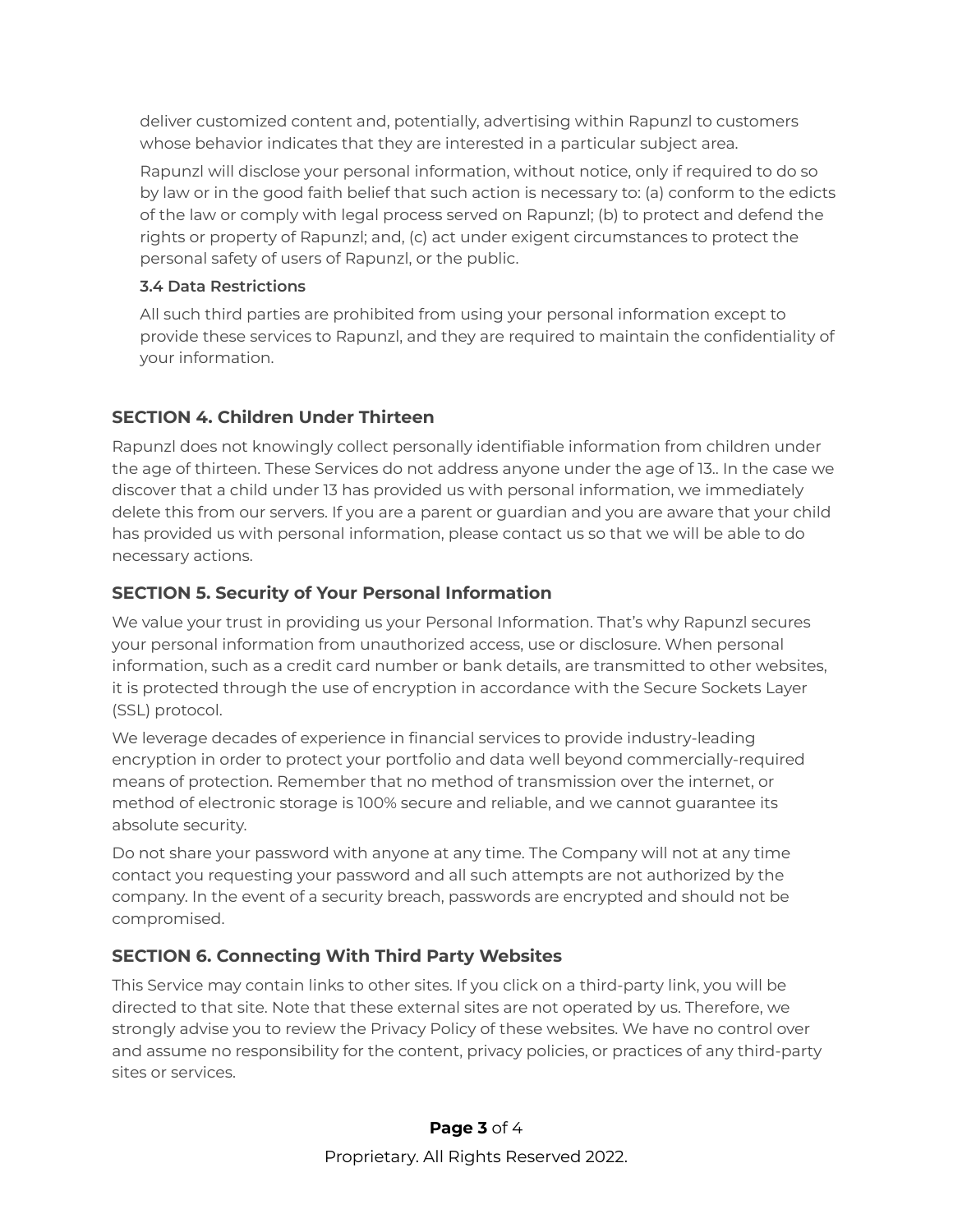deliver customized content and, potentially, advertising within Rapunzl to customers whose behavior indicates that they are interested in a particular subject area.

Rapunzl will disclose your personal information, without notice, only if required to do so by law or in the good faith belief that such action is necessary to: (a) conform to the edicts of the law or comply with legal process served on Rapunzl; (b) to protect and defend the rights or property of Rapunzl; and, (c) act under exigent circumstances to protect the personal safety of users of Rapunzl, or the public.

### 3.4 Data Restrictions

All such third parties are prohibited from using your personal information except to provide these services to Rapunzl, and they are required to maintain the confidentiality of your information.

## SECTION 4. Children Under Thirteen

Rapunzl does not knowingly collect personally identifiable information from children under the age of thirteen. These Services do not address anyone under the age of 13.. In the case we discover that a child under 13 has provided us with personal information, we immediately delete this from our servers. If you are a parent or guardian and you are aware that your child has provided us with personal information, please contact us so that we will be able to do necessary actions.

## SECTION 5. Security of Your Personal Information

We value your trust in providing us your Personal Information. That's why Rapunzl secures your personal information from unauthorized access, use or disclosure. When personal information, such as a credit card number or bank details, are transmitted to other websites, it is protected through the use of encryption in accordance with the Secure Sockets Layer (SSL) protocol.

We leverage decades of experience in financial services to provide industry-leading encryption in order to protect your portfolio and data well beyond commercially-required means of protection. Remember that no method of transmission over the internet, or method of electronic storage is 100% secure and reliable, and we cannot guarantee its absolute security.

Do not share your password with anyone at any time. The Company will not at any time contact you requesting your password and all such attempts are not authorized by the company. In the event of a security breach, passwords are encrypted and should not be compromised.

## SECTION 6. Connecting With Third Party Websites

This Service may contain links to other sites. If you click on a third-party link, you will be directed to that site. Note that these external sites are not operated by us. Therefore, we strongly advise you to review the Privacy Policy of these websites. We have no control over and assume no responsibility for the content, privacy policies, or practices of any third-party sites or services.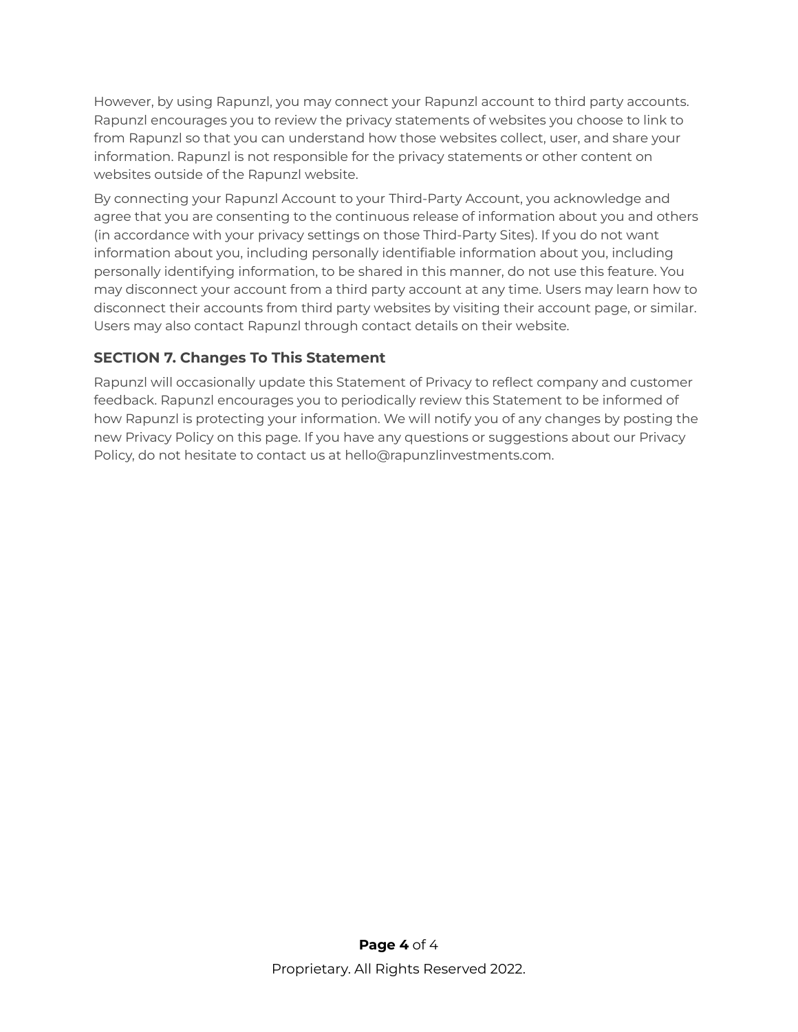However, by using Rapunzl, you may connect your Rapunzl account to third party accounts. Rapunzl encourages you to review the privacy statements of websites you choose to link to from Rapunzl so that you can understand how those websites collect, user, and share your information. Rapunzl is not responsible for the privacy statements or other content on websites outside of the Rapunzl website.

By connecting your Rapunzl Account to your Third-Party Account, you acknowledge and agree that you are consenting to the continuous release of information about you and others (in accordance with your privacy settings on those Third-Party Sites). If you do not want information about you, including personally identifiable information about you, including personally identifying information, to be shared in this manner, do not use this feature. You may disconnect your account from a third party account at any time. Users may learn how to disconnect their accounts from third party websites by visiting their account page, or similar. Users may also contact Rapunzl through contact details on their website.

### SECTION 7. Changes To This Statement

Rapunzl will occasionally update this Statement of Privacy to reflect company and customer feedback. Rapunzl encourages you to periodically review this Statement to be informed of how Rapunzl is protecting your information. We will notify you of any changes by posting the new Privacy Policy on this page. If you have any questions or suggestions about our Privacy Policy, do not hesitate to contact us at hello@rapunzlinvestments.com.